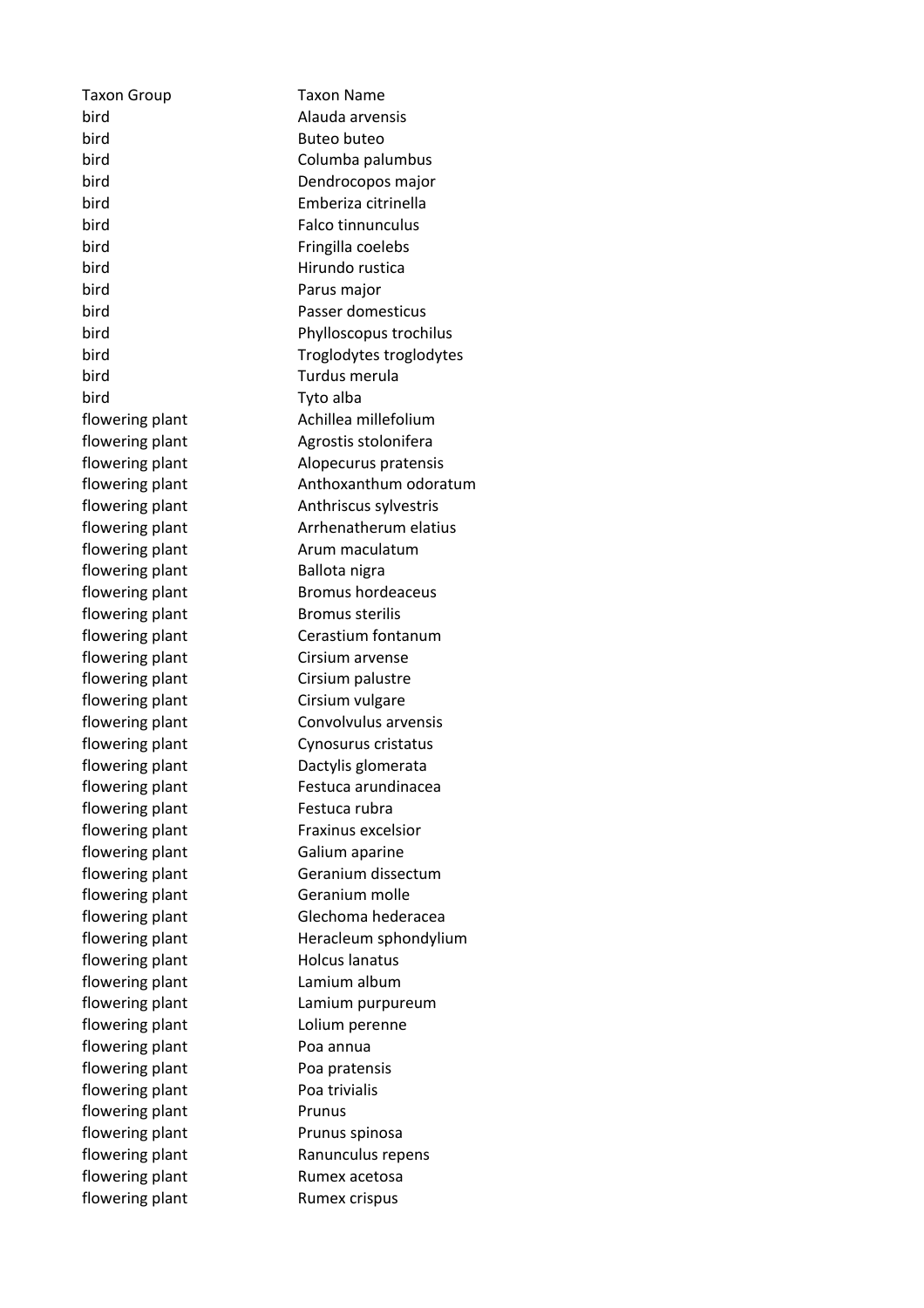| Taxon Group | Taxon Name |
| --- | --- |
| bird | Alauda arvensis |
| bird | Buteo buteo |
| bird | Columba palumbus |
| bird | Dendrocopos major |
| bird | Emberiza citrinella |
| bird | Falco tinnunculus |
| bird | Fringilla coelebs |
| bird | Hirundo rustica |
| bird | Parus major |
| bird | Passer domesticus |
| bird | Phylloscopus trochilus |
| bird | Troglodytes troglodytes |
| bird | Turdus merula |
| bird | Tyto alba |
| flowering plant | Achillea millefolium |
| flowering plant | Agrostis stolonifera |
| flowering plant | Alopecurus pratensis |
| flowering plant | Anthoxanthum odoratum |
| flowering plant | Anthriscus sylvestris |
| flowering plant | Arrhenatherum elatius |
| flowering plant | Arum maculatum |
| flowering plant | Ballota nigra |
| flowering plant | Bromus hordeaceus |
| flowering plant | Bromus sterilis |
| flowering plant | Cerastium fontanum |
| flowering plant | Cirsium arvense |
| flowering plant | Cirsium palustre |
| flowering plant | Cirsium vulgare |
| flowering plant | Convolvulus arvensis |
| flowering plant | Cynosurus cristatus |
| flowering plant | Dactylis glomerata |
| flowering plant | Festuca arundinacea |
| flowering plant | Festuca rubra |
| flowering plant | Fraxinus excelsior |
| flowering plant | Galium aparine |
| flowering plant | Geranium dissectum |
| flowering plant | Geranium molle |
| flowering plant | Glechoma hederacea |
| flowering plant | Heracleum sphondylium |
| flowering plant | Holcus lanatus |
| flowering plant | Lamium album |
| flowering plant | Lamium purpureum |
| flowering plant | Lolium perenne |
| flowering plant | Poa annua |
| flowering plant | Poa pratensis |
| flowering plant | Poa trivialis |
| flowering plant | Prunus |
| flowering plant | Prunus spinosa |
| flowering plant | Ranunculus repens |
| flowering plant | Rumex acetosa |
| flowering plant | Rumex crispus |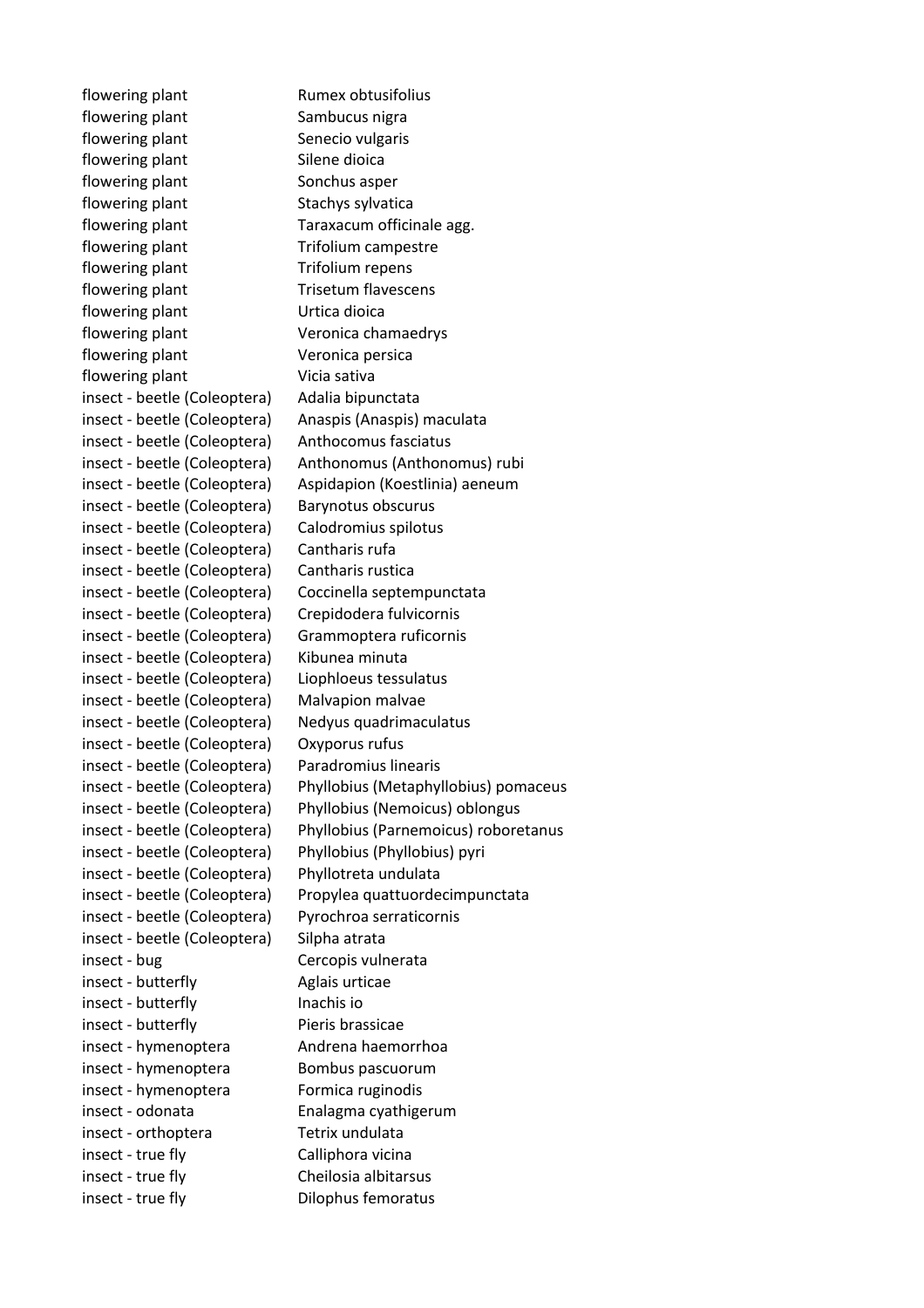| | |
|---|---|
| flowering plant | Rumex obtusifolius |
| flowering plant | Sambucus nigra |
| flowering plant | Senecio vulgaris |
| flowering plant | Silene dioica |
| flowering plant | Sonchus asper |
| flowering plant | Stachys sylvatica |
| flowering plant | Taraxacum officinale agg. |
| flowering plant | Trifolium campestre |
| flowering plant | Trifolium repens |
| flowering plant | Trisetum flavescens |
| flowering plant | Urtica dioica |
| flowering plant | Veronica chamaedrys |
| flowering plant | Veronica persica |
| flowering plant | Vicia sativa |
| insect - beetle (Coleoptera) | Adalia bipunctata |
| insect - beetle (Coleoptera) | Anaspis (Anaspis) maculata |
| insect - beetle (Coleoptera) | Anthocomus fasciatus |
| insect - beetle (Coleoptera) | Anthonomus (Anthonomus) rubi |
| insect - beetle (Coleoptera) | Aspidapion (Koestlinia) aeneum |
| insect - beetle (Coleoptera) | Barynotus obscurus |
| insect - beetle (Coleoptera) | Calodromius spilotus |
| insect - beetle (Coleoptera) | Cantharis rufa |
| insect - beetle (Coleoptera) | Cantharis rustica |
| insect - beetle (Coleoptera) | Coccinella septempunctata |
| insect - beetle (Coleoptera) | Crepidodera fulvicornis |
| insect - beetle (Coleoptera) | Grammoptera ruficornis |
| insect - beetle (Coleoptera) | Kibunea minuta |
| insect - beetle (Coleoptera) | Liophloeus tessulatus |
| insect - beetle (Coleoptera) | Malvapion malvae |
| insect - beetle (Coleoptera) | Nedyus quadrimaculatus |
| insect - beetle (Coleoptera) | Oxyporus rufus |
| insect - beetle (Coleoptera) | Paradromius linearis |
| insect - beetle (Coleoptera) | Phyllobius (Metaphyllobius) pomaceus |
| insect - beetle (Coleoptera) | Phyllobius (Nemoicus) oblongus |
| insect - beetle (Coleoptera) | Phyllobius (Parnemoicus) roboretanus |
| insect - beetle (Coleoptera) | Phyllobius (Phyllobius) pyri |
| insect - beetle (Coleoptera) | Phyllotreta undulata |
| insect - beetle (Coleoptera) | Propylea quattuordecimpunctata |
| insect - beetle (Coleoptera) | Pyrochroa serraticornis |
| insect - beetle (Coleoptera) | Silpha atrata |
| insect - bug | Cercopis vulnerata |
| insect - butterfly | Aglais urticae |
| insect - butterfly | Inachis io |
| insect - butterfly | Pieris brassicae |
| insect - hymenoptera | Andrena haemorrhoa |
| insect - hymenoptera | Bombus pascuorum |
| insect - hymenoptera | Formica ruginodis |
| insect - odonata | Enalagma cyathigerum |
| insect - orthoptera | Tetrix undulata |
| insect - true fly | Calliphora vicina |
| insect - true fly | Cheilosia albitarsus |
| insect - true fly | Dilophus femoratus |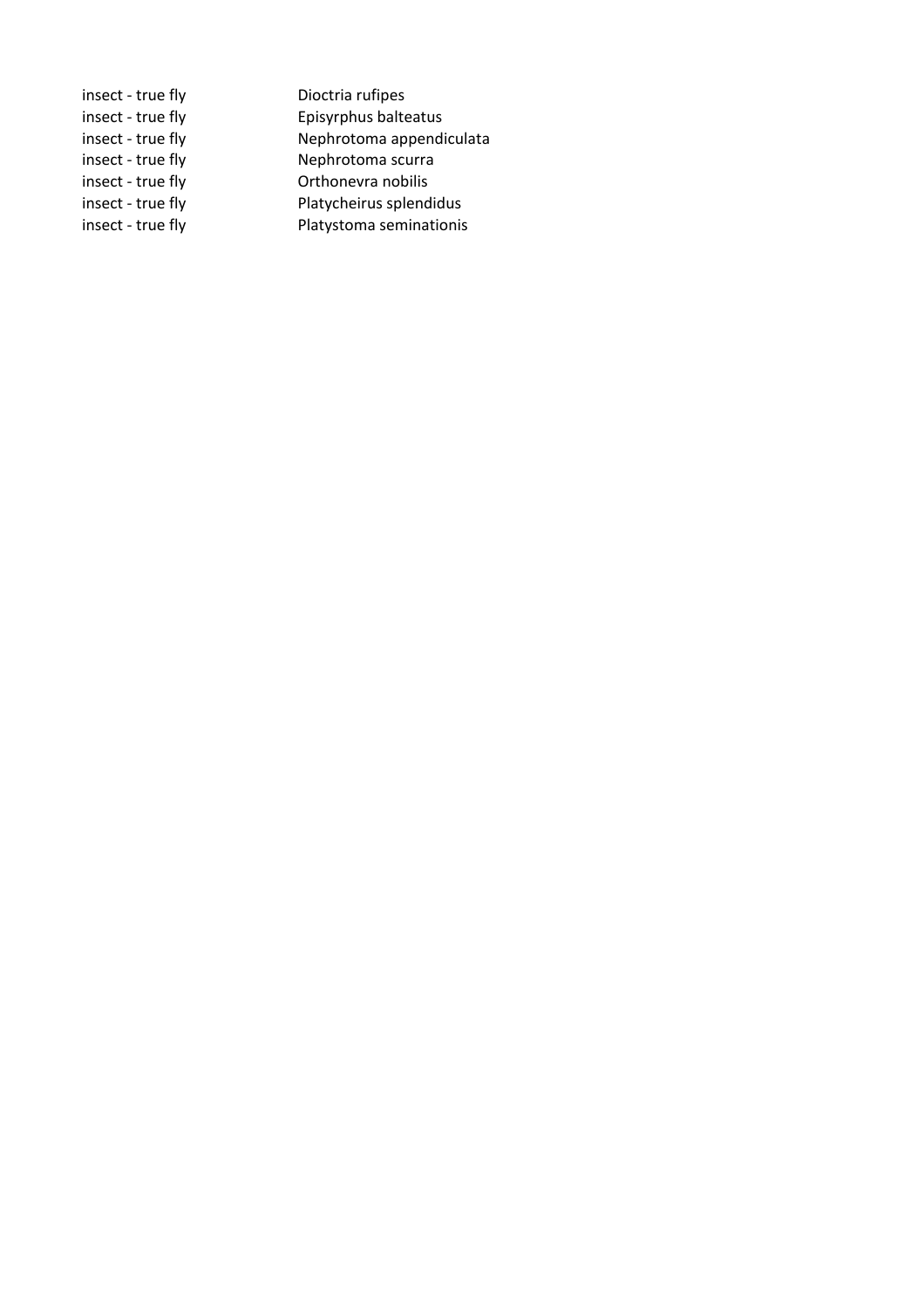| | |
|---|---|
| insect - true fly | Dioctria rufipes |
| insect - true fly | Episyrphus balteatus |
| insect - true fly | Nephrotoma appendiculata |
| insect - true fly | Nephrotoma scurra |
| insect - true fly | Orthonevra nobilis |
| insect - true fly | Platycheirus splendidus |
| insect - true fly | Platystoma seminationis |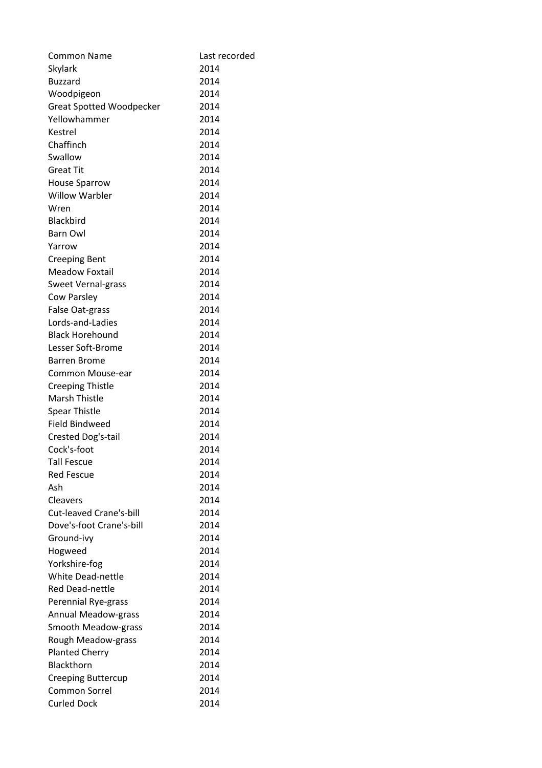| Common Name | Last recorded |
| --- | --- |
| Skylark | 2014 |
| Buzzard | 2014 |
| Woodpigeon | 2014 |
| Great Spotted Woodpecker | 2014 |
| Yellowhammer | 2014 |
| Kestrel | 2014 |
| Chaffinch | 2014 |
| Swallow | 2014 |
| Great Tit | 2014 |
| House Sparrow | 2014 |
| Willow Warbler | 2014 |
| Wren | 2014 |
| Blackbird | 2014 |
| Barn Owl | 2014 |
| Yarrow | 2014 |
| Creeping Bent | 2014 |
| Meadow Foxtail | 2014 |
| Sweet Vernal-grass | 2014 |
| Cow Parsley | 2014 |
| False Oat-grass | 2014 |
| Lords-and-Ladies | 2014 |
| Black Horehound | 2014 |
| Lesser Soft-Brome | 2014 |
| Barren Brome | 2014 |
| Common Mouse-ear | 2014 |
| Creeping Thistle | 2014 |
| Marsh Thistle | 2014 |
| Spear Thistle | 2014 |
| Field Bindweed | 2014 |
| Crested Dog's-tail | 2014 |
| Cock's-foot | 2014 |
| Tall Fescue | 2014 |
| Red Fescue | 2014 |
| Ash | 2014 |
| Cleavers | 2014 |
| Cut-leaved Crane's-bill | 2014 |
| Dove's-foot Crane's-bill | 2014 |
| Ground-ivy | 2014 |
| Hogweed | 2014 |
| Yorkshire-fog | 2014 |
| White Dead-nettle | 2014 |
| Red Dead-nettle | 2014 |
| Perennial Rye-grass | 2014 |
| Annual Meadow-grass | 2014 |
| Smooth Meadow-grass | 2014 |
| Rough Meadow-grass | 2014 |
| Planted Cherry | 2014 |
| Blackthorn | 2014 |
| Creeping Buttercup | 2014 |
| Common Sorrel | 2014 |
| Curled Dock | 2014 |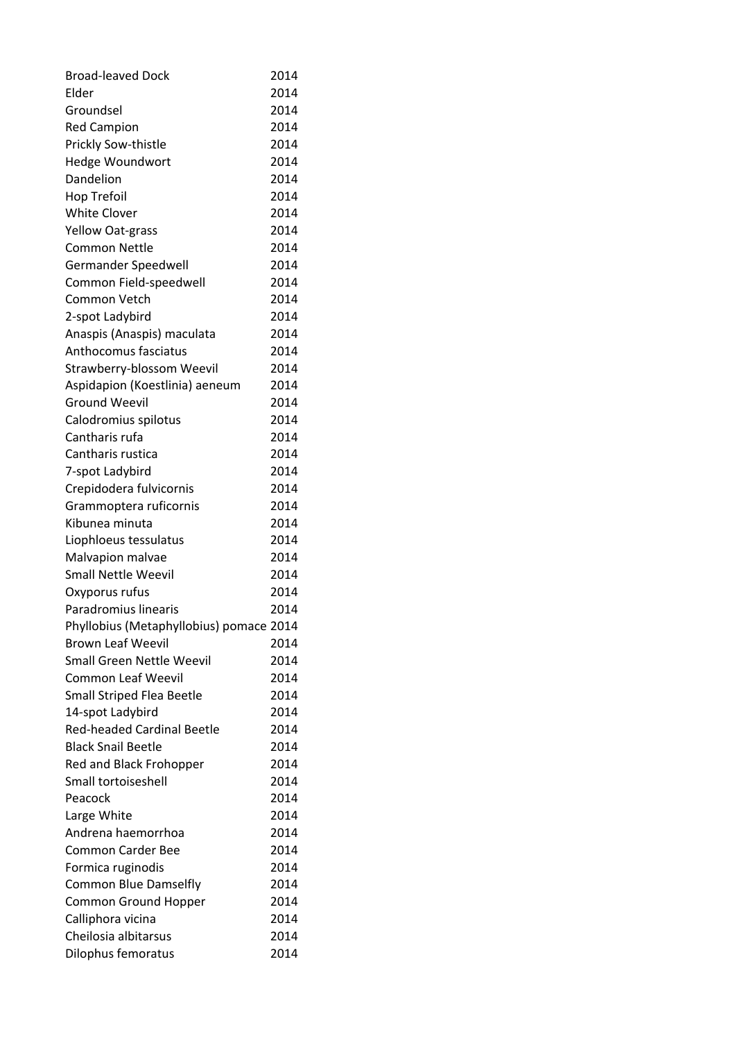| | |
|---|---|
| Broad-leaved Dock | 2014 |
| Elder | 2014 |
| Groundsel | 2014 |
| Red Campion | 2014 |
| Prickly Sow-thistle | 2014 |
| Hedge Woundwort | 2014 |
| Dandelion | 2014 |
| Hop Trefoil | 2014 |
| White Clover | 2014 |
| Yellow Oat-grass | 2014 |
| Common Nettle | 2014 |
| Germander Speedwell | 2014 |
| Common Field-speedwell | 2014 |
| Common Vetch | 2014 |
| 2-spot Ladybird | 2014 |
| Anaspis (Anaspis) maculata | 2014 |
| Anthocomus fasciatus | 2014 |
| Strawberry-blossom Weevil | 2014 |
| Aspidapion (Koestlinia) aeneum | 2014 |
| Ground Weevil | 2014 |
| Calodromius spilotus | 2014 |
| Cantharis rufa | 2014 |
| Cantharis rustica | 2014 |
| 7-spot Ladybird | 2014 |
| Crepidodera fulvicornis | 2014 |
| Grammoptera ruficornis | 2014 |
| Kibunea minuta | 2014 |
| Liophloeus tessulatus | 2014 |
| Malvapion malvae | 2014 |
| Small Nettle Weevil | 2014 |
| Oxyporus rufus | 2014 |
| Paradromius linearis | 2014 |
| Phyllobius (Metaphyllobius) pomace | 2014 |
| Brown Leaf Weevil | 2014 |
| Small Green Nettle Weevil | 2014 |
| Common Leaf Weevil | 2014 |
| Small Striped Flea Beetle | 2014 |
| 14-spot Ladybird | 2014 |
| Red-headed Cardinal Beetle | 2014 |
| Black Snail Beetle | 2014 |
| Red and Black Frohopper | 2014 |
| Small tortoiseshell | 2014 |
| Peacock | 2014 |
| Large White | 2014 |
| Andrena haemorrhoa | 2014 |
| Common Carder Bee | 2014 |
| Formica ruginodis | 2014 |
| Common Blue Damselfly | 2014 |
| Common Ground Hopper | 2014 |
| Calliphora vicina | 2014 |
| Cheilosia albitarsus | 2014 |
| Dilophus femoratus | 2014 |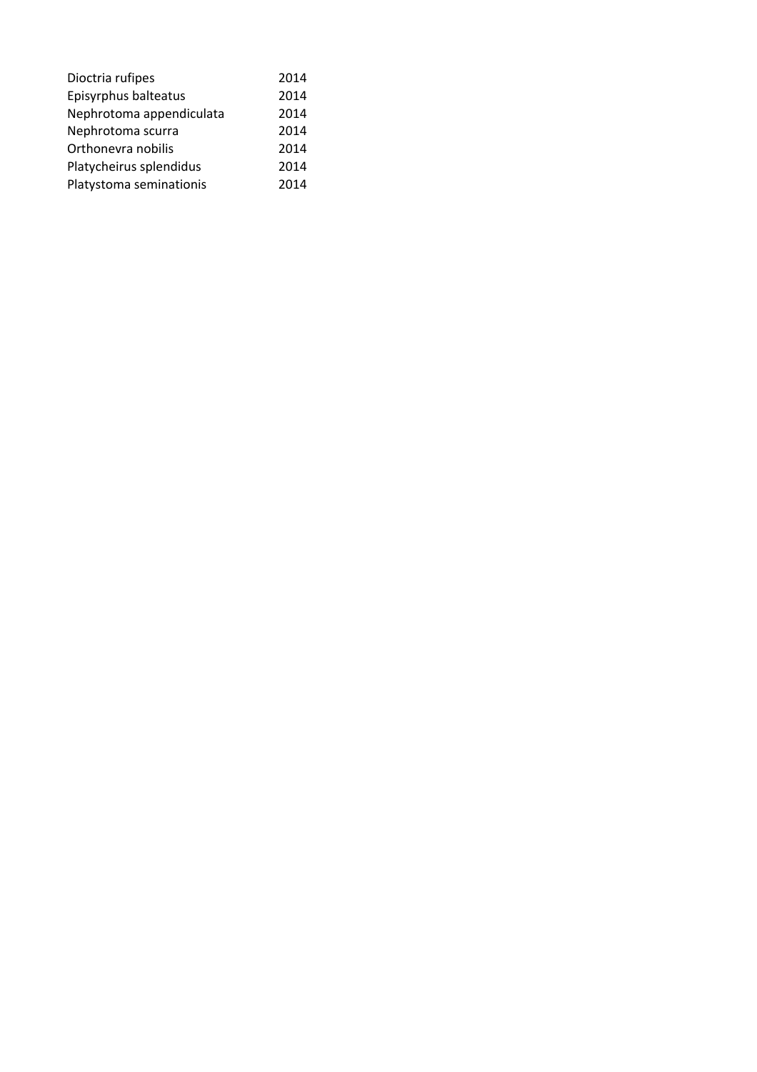| | |
|---|---|
| Dioctria rufipes | 2014 |
| Episyrphus balteatus | 2014 |
| Nephrotoma appendiculata | 2014 |
| Nephrotoma scurra | 2014 |
| Orthonevra nobilis | 2014 |
| Platycheirus splendidus | 2014 |
| Platystoma seminationis | 2014 |